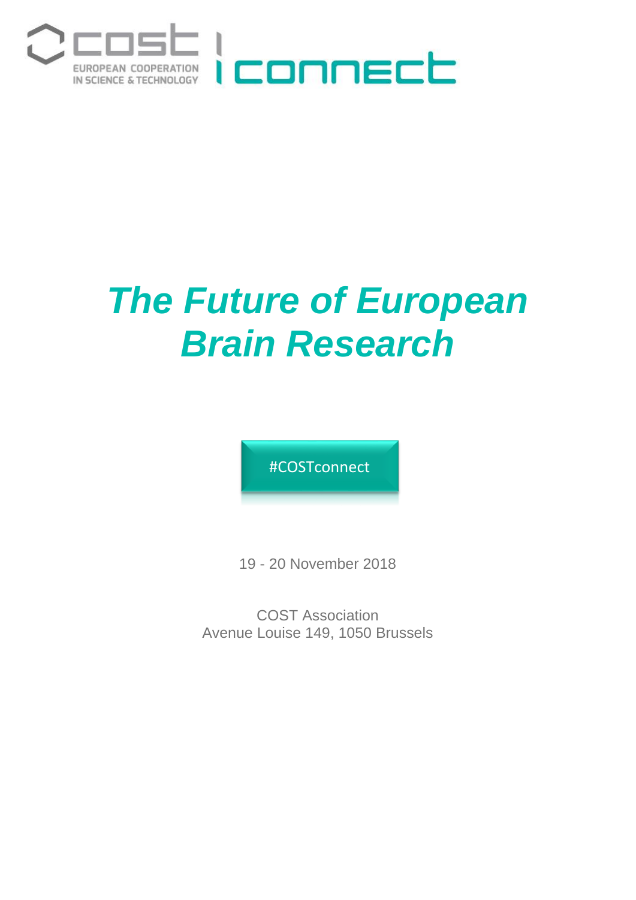cost

EUROPEAN COOPERATION IN SCIENCE & TECHNOLOGY

connect

# *The Future of European Brain Research*

#COSTconnect

19 - 20 November 2018

COST Association
Avenue Louise 149, 1050 Brussels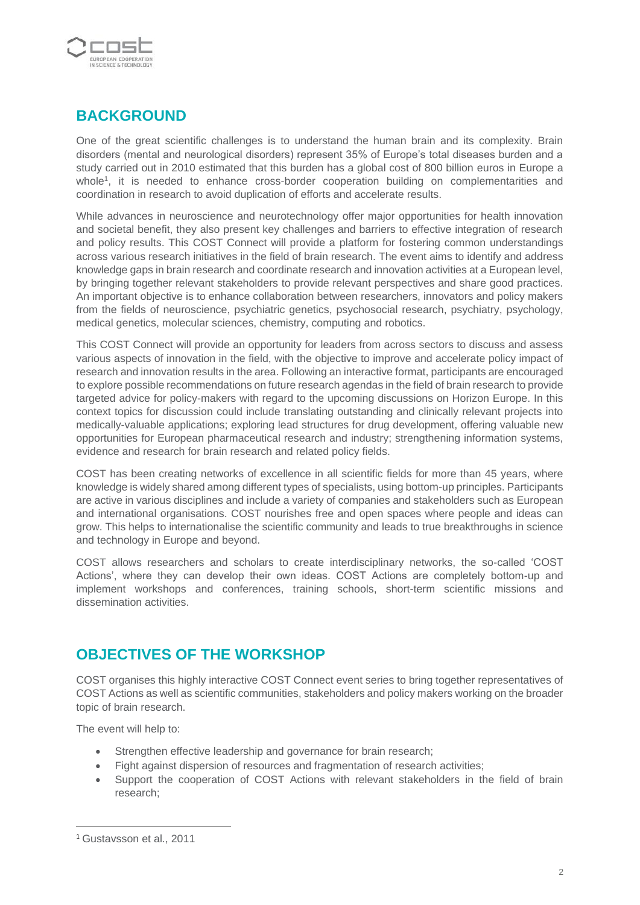## BACKGROUND

One of the great scientific challenges is to understand the human brain and its complexity. Brain disorders (mental and neurological disorders) represent 35% of Europe's total diseases burden and a study carried out in 2010 estimated that this burden has a global cost of 800 billion euros in Europe a whole[1], it is needed to enhance cross-border cooperation building on complementarities and coordination in research to avoid duplication of efforts and accelerate results.

While advances in neuroscience and neurotechnology offer major opportunities for health innovation and societal benefit, they also present key challenges and barriers to effective integration of research and policy results. This COST Connect will provide a platform for fostering common understandings across various research initiatives in the field of brain research. The event aims to identify and address knowledge gaps in brain research and coordinate research and innovation activities at a European level, by bringing together relevant stakeholders to provide relevant perspectives and share good practices. An important objective is to enhance collaboration between researchers, innovators and policy makers from the fields of neuroscience, psychiatric genetics, psychosocial research, psychiatry, psychology, medical genetics, molecular sciences, chemistry, computing and robotics.

This COST Connect will provide an opportunity for leaders from across sectors to discuss and assess various aspects of innovation in the field, with the objective to improve and accelerate policy impact of research and innovation results in the area. Following an interactive format, participants are encouraged to explore possible recommendations on future research agendas in the field of brain research to provide targeted advice for policy-makers with regard to the upcoming discussions on Horizon Europe. In this context topics for discussion could include translating outstanding and clinically relevant projects into medically-valuable applications; exploring lead structures for drug development, offering valuable new opportunities for European pharmaceutical research and industry; strengthening information systems, evidence and research for brain research and related policy fields.

COST has been creating networks of excellence in all scientific fields for more than 45 years, where knowledge is widely shared among different types of specialists, using bottom-up principles. Participants are active in various disciplines and include a variety of companies and stakeholders such as European and international organisations. COST nourishes free and open spaces where people and ideas can grow. This helps to internationalise the scientific community and leads to true breakthroughs in science and technology in Europe and beyond.

COST allows researchers and scholars to create interdisciplinary networks, the so-called 'COST Actions', where they can develop their own ideas. COST Actions are completely bottom-up and implement workshops and conferences, training schools, short-term scientific missions and dissemination activities.

## OBJECTIVES OF THE WORKSHOP

COST organises this highly interactive COST Connect event series to bring together representatives of COST Actions as well as scientific communities, stakeholders and policy makers working on the broader topic of brain research.

The event will help to:

- Strengthen effective leadership and governance for brain research;
- Fight against dispersion of resources and fragmentation of research activities;
- Support the cooperation of COST Actions with relevant stakeholders in the field of brain research;

[1] Gustavsson et al., 2011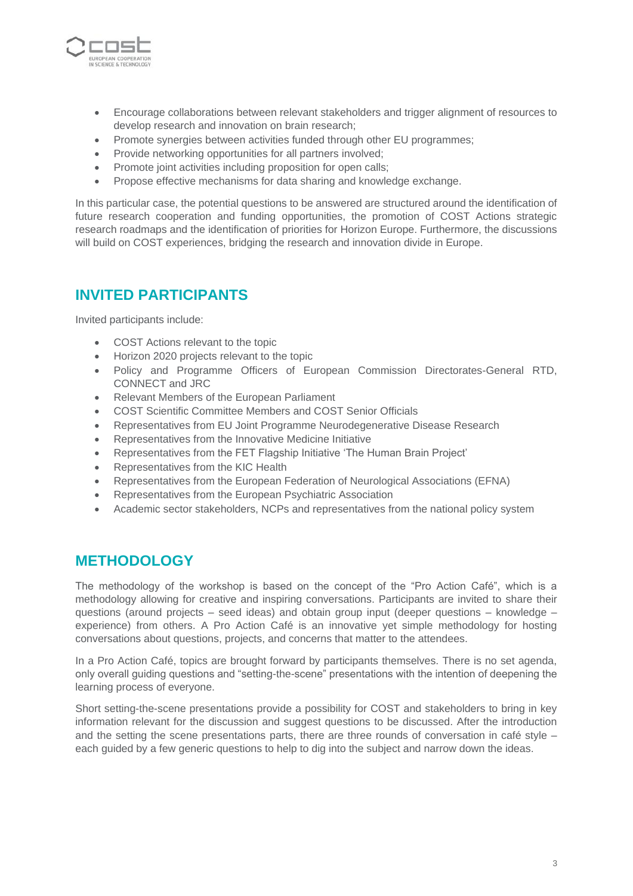- Encourage collaborations between relevant stakeholders and trigger alignment of resources to develop research and innovation on brain research;
- Promote synergies between activities funded through other EU programmes;
- Provide networking opportunities for all partners involved;
- Promote joint activities including proposition for open calls;
- Propose effective mechanisms for data sharing and knowledge exchange.

In this particular case, the potential questions to be answered are structured around the identification of future research cooperation and funding opportunities, the promotion of COST Actions strategic research roadmaps and the identification of priorities for Horizon Europe. Furthermore, the discussions will build on COST experiences, bridging the research and innovation divide in Europe.

## INVITED PARTICIPANTS

Invited participants include:

- COST Actions relevant to the topic
- Horizon 2020 projects relevant to the topic
- Policy and Programme Officers of European Commission Directorates-General RTD, CONNECT and JRC
- Relevant Members of the European Parliament
- COST Scientific Committee Members and COST Senior Officials
- Representatives from EU Joint Programme Neurodegenerative Disease Research
- Representatives from the Innovative Medicine Initiative
- Representatives from the FET Flagship Initiative 'The Human Brain Project'
- Representatives from the KIC Health
- Representatives from the European Federation of Neurological Associations (EFNA)
- Representatives from the European Psychiatric Association
- Academic sector stakeholders, NCPs and representatives from the national policy system

## METHODOLOGY

The methodology of the workshop is based on the concept of the "Pro Action Café", which is a methodology allowing for creative and inspiring conversations. Participants are invited to share their questions (around projects – seed ideas) and obtain group input (deeper questions – knowledge – experience) from others. A Pro Action Café is an innovative yet simple methodology for hosting conversations about questions, projects, and concerns that matter to the attendees.

In a Pro Action Café, topics are brought forward by participants themselves. There is no set agenda, only overall guiding questions and "setting-the-scene" presentations with the intention of deepening the learning process of everyone.

Short setting-the-scene presentations provide a possibility for COST and stakeholders to bring in key information relevant for the discussion and suggest questions to be discussed. After the introduction and the setting the scene presentations parts, there are three rounds of conversation in café style – each guided by a few generic questions to help to dig into the subject and narrow down the ideas.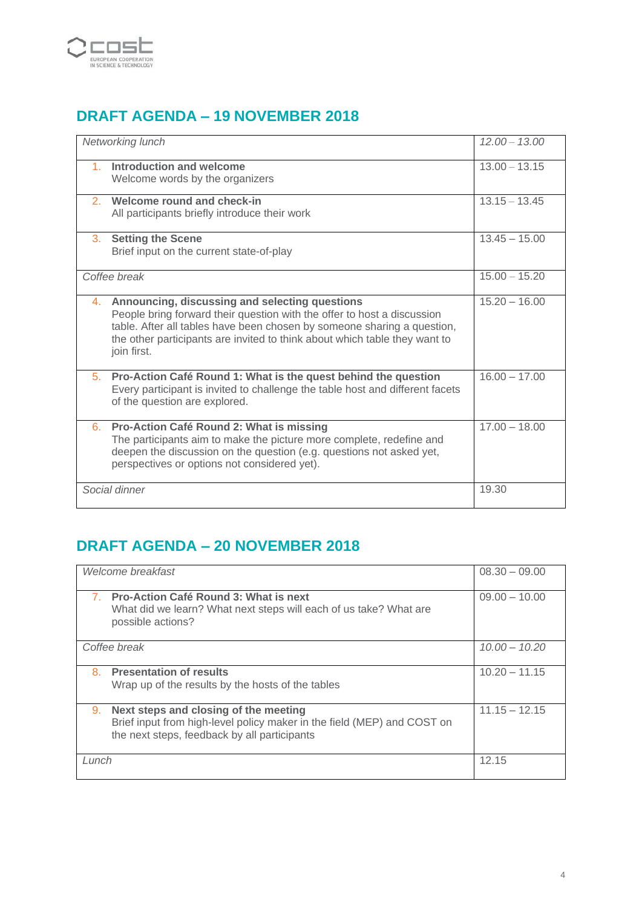## DRAFT AGENDA – 19 NOVEMBER 2018

| | |
|---|---|
| *Networking lunch* | *12.00 – 13.00* |
| 1. **Introduction and welcome**<br>Welcome words by the organizers | 13.00 – 13.15 |
| 2. **Welcome round and check-in**<br>All participants briefly introduce their work | 13.15 – 13.45 |
| 3. **Setting the Scene**<br>Brief input on the current state-of-play | 13.45 – 15.00 |
| *Coffee break* | 15.00 – 15.20 |
| 4. **Announcing, discussing and selecting questions**<br>People bring forward their question with the offer to host a discussion table. After all tables have been chosen by someone sharing a question, the other participants are invited to think about which table they want to join first. | 15.20 – 16.00 |
| 5. **Pro-Action Café Round 1: What is the quest behind the question**<br>Every participant is invited to challenge the table host and different facets of the question are explored. | 16.00 – 17.00 |
| 6. **Pro-Action Café Round 2: What is missing**<br>The participants aim to make the picture more complete, redefine and deepen the discussion on the question (e.g. questions not asked yet, perspectives or options not considered yet). | 17.00 – 18.00 |
| *Social dinner* | 19.30 |

## DRAFT AGENDA – 20 NOVEMBER 2018

| | |
|---|---|
| *Welcome breakfast* | 08.30 – 09.00 |
| 7. **Pro-Action Café Round 3: What is next**<br>What did we learn? What next steps will each of us take? What are possible actions? | 09.00 – 10.00 |
| *Coffee break* | *10.00 – 10.20* |
| 8. **Presentation of results**<br>Wrap up of the results by the hosts of the tables | 10.20 – 11.15 |
| 9. **Next steps and closing of the meeting**<br>Brief input from high-level policy maker in the field (MEP) and COST on the next steps, feedback by all participants | 11.15 – 12.15 |
| *Lunch* | 12.15 |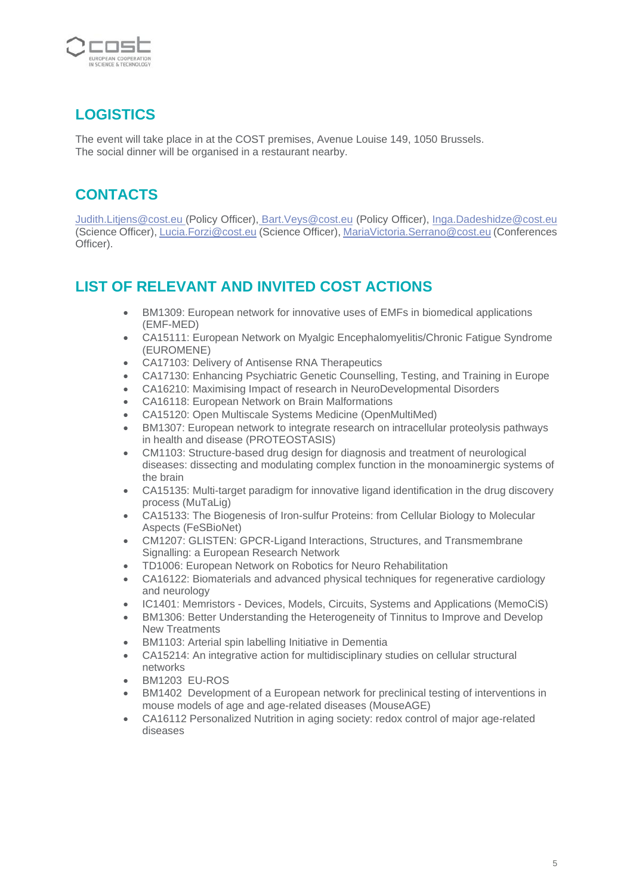## LOGISTICS

The event will take place in at the COST premises, Avenue Louise 149, 1050 Brussels.
The social dinner will be organised in a restaurant nearby.

## CONTACTS

Judith.Litjens@cost.eu (Policy Officer), Bart.Veys@cost.eu (Policy Officer), Inga.Dadeshidze@cost.eu (Science Officer), Lucia.Forzi@cost.eu (Science Officer), MariaVictoria.Serrano@cost.eu (Conferences Officer).

## LIST OF RELEVANT AND INVITED COST ACTIONS

- BM1309: European network for innovative uses of EMFs in biomedical applications (EMF-MED)
- CA15111: European Network on Myalgic Encephalomyelitis/Chronic Fatigue Syndrome (EUROMENE)
- CA17103: Delivery of Antisense RNA Therapeutics
- CA17130: Enhancing Psychiatric Genetic Counselling, Testing, and Training in Europe
- CA16210: Maximising Impact of research in NeuroDevelopmental Disorders
- CA16118: European Network on Brain Malformations
- CA15120: Open Multiscale Systems Medicine (OpenMultiMed)
- BM1307: European network to integrate research on intracellular proteolysis pathways in health and disease (PROTEOSTASIS)
- CM1103: Structure-based drug design for diagnosis and treatment of neurological diseases: dissecting and modulating complex function in the monoaminergic systems of the brain
- CA15135: Multi-target paradigm for innovative ligand identification in the drug discovery process (MuTaLig)
- CA15133: The Biogenesis of Iron-sulfur Proteins: from Cellular Biology to Molecular Aspects (FeSBioNet)
- CM1207: GLISTEN: GPCR-Ligand Interactions, Structures, and Transmembrane Signalling: a European Research Network
- TD1006: European Network on Robotics for Neuro Rehabilitation
- CA16122: Biomaterials and advanced physical techniques for regenerative cardiology and neurology
- IC1401: Memristors - Devices, Models, Circuits, Systems and Applications (MemoCiS)
- BM1306: Better Understanding the Heterogeneity of Tinnitus to Improve and Develop New Treatments
- BM1103: Arterial spin labelling Initiative in Dementia
- CA15214: An integrative action for multidisciplinary studies on cellular structural networks
- BM1203 EU-ROS
- BM1402 Development of a European network for preclinical testing of interventions in mouse models of age and age-related diseases (MouseAGE)
- CA16112 Personalized Nutrition in aging society: redox control of major age-related diseases